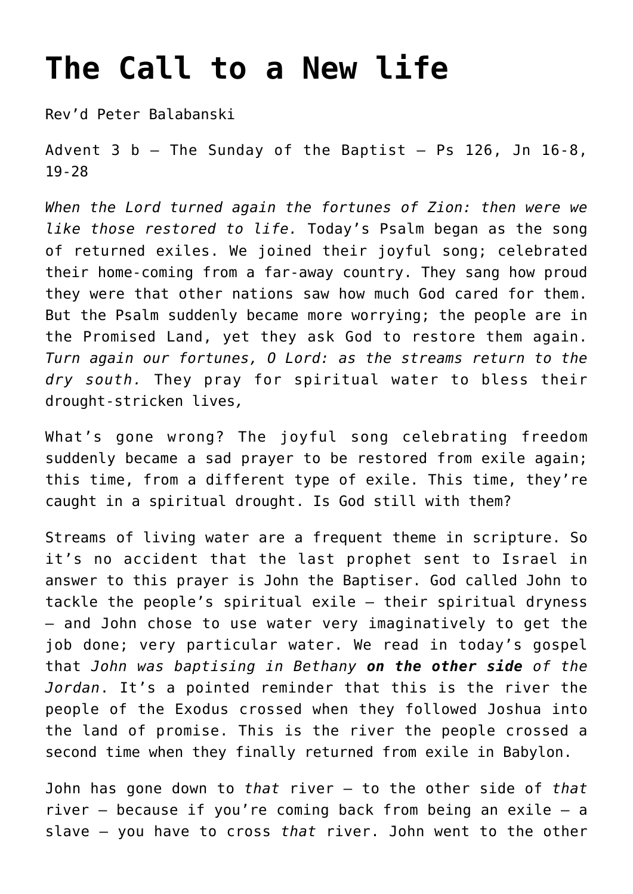# The Call to a New life

Rev'd Peter Balabanski

Advent 3 b – The Sunday of the Baptist – Ps 126, Jn 16-8, 19-28

*When the Lord turned again the fortunes of Zion: then were we like those restored to life.* Today's Psalm began as the song of returned exiles. We joined their joyful song; celebrated their home-coming from a far-away country. They sang how proud they were that other nations saw how much God cared for them. But the Psalm suddenly became more worrying; the people are in the Promised Land, yet they ask God to restore them again. *Turn again our fortunes, O Lord: as the streams return to the dry south.* They pray for spiritual water to bless their drought-stricken lives,

What's gone wrong? The joyful song celebrating freedom suddenly became a sad prayer to be restored from exile again; this time, from a different type of exile. This time, they're caught in a spiritual drought. Is God still with them?

Streams of living water are a frequent theme in scripture. So it's no accident that the last prophet sent to Israel in answer to this prayer is John the Baptiser. God called John to tackle the people's spiritual exile – their spiritual dryness – and John chose to use water very imaginatively to get the job done; very particular water. We read in today's gospel that *John was baptising in Bethany* ***on the other side*** *of the Jordan*. It's a pointed reminder that this is the river the people of the Exodus crossed when they followed Joshua into the land of promise. This is the river the people crossed a second time when they finally returned from exile in Babylon.

John has gone down to *that* river – to the other side of *that* river – because if you're coming back from being an exile – a slave – you have to cross *that* river. John went to the other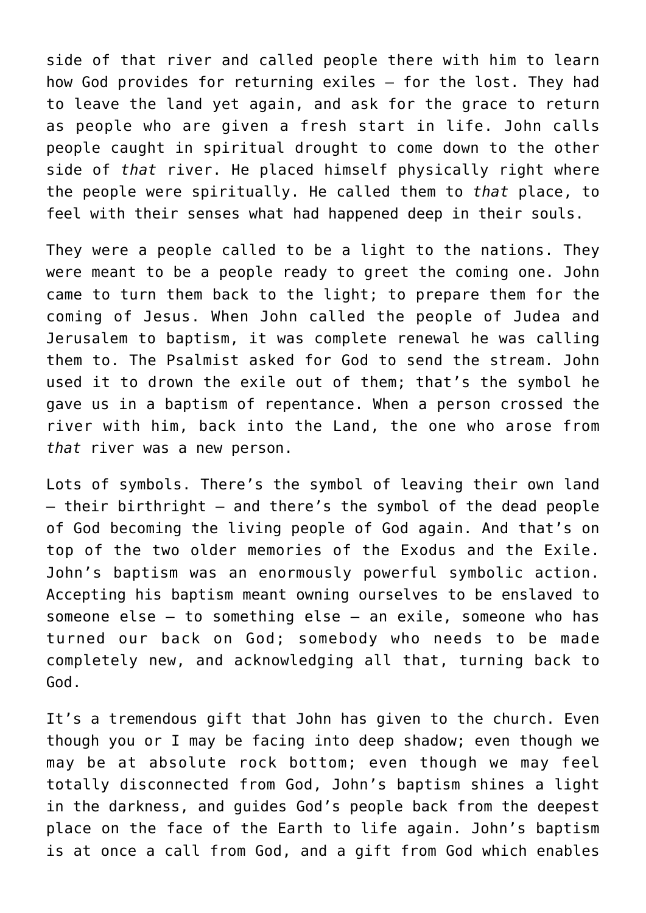side of that river and called people there with him to learn how God provides for returning exiles – for the lost. They had to leave the land yet again, and ask for the grace to return as people who are given a fresh start in life. John calls people caught in spiritual drought to come down to the other side of *that* river. He placed himself physically right where the people were spiritually. He called them to *that* place, to feel with their senses what had happened deep in their souls.

They were a people called to be a light to the nations. They were meant to be a people ready to greet the coming one. John came to turn them back to the light; to prepare them for the coming of Jesus. When John called the people of Judea and Jerusalem to baptism, it was complete renewal he was calling them to. The Psalmist asked for God to send the stream. John used it to drown the exile out of them; that's the symbol he gave us in a baptism of repentance. When a person crossed the river with him, back into the Land, the one who arose from *that* river was a new person.

Lots of symbols. There's the symbol of leaving their own land – their birthright – and there's the symbol of the dead people of God becoming the living people of God again. And that's on top of the two older memories of the Exodus and the Exile. John's baptism was an enormously powerful symbolic action. Accepting his baptism meant owning ourselves to be enslaved to someone else – to something else – an exile, someone who has turned our back on God; somebody who needs to be made completely new, and acknowledging all that, turning back to God.

It's a tremendous gift that John has given to the church. Even though you or I may be facing into deep shadow; even though we may be at absolute rock bottom; even though we may feel totally disconnected from God, John's baptism shines a light in the darkness, and guides God's people back from the deepest place on the face of the Earth to life again. John's baptism is at once a call from God, and a gift from God which enables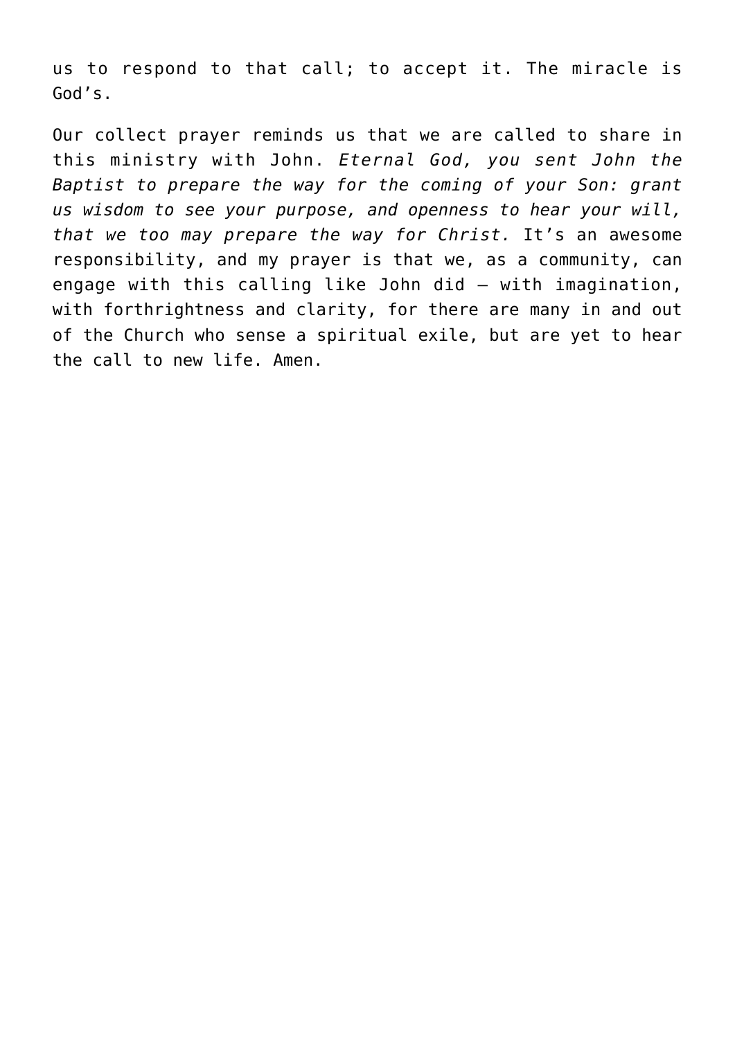us to respond to that call; to accept it. The miracle is God's.

Our collect prayer reminds us that we are called to share in this ministry with John. *Eternal God, you sent John the Baptist to prepare the way for the coming of your Son: grant us wisdom to see your purpose, and openness to hear your will, that we too may prepare the way for Christ.* It's an awesome responsibility, and my prayer is that we, as a community, can engage with this calling like John did – with imagination, with forthrightness and clarity, for there are many in and out of the Church who sense a spiritual exile, but are yet to hear the call to new life. Amen.